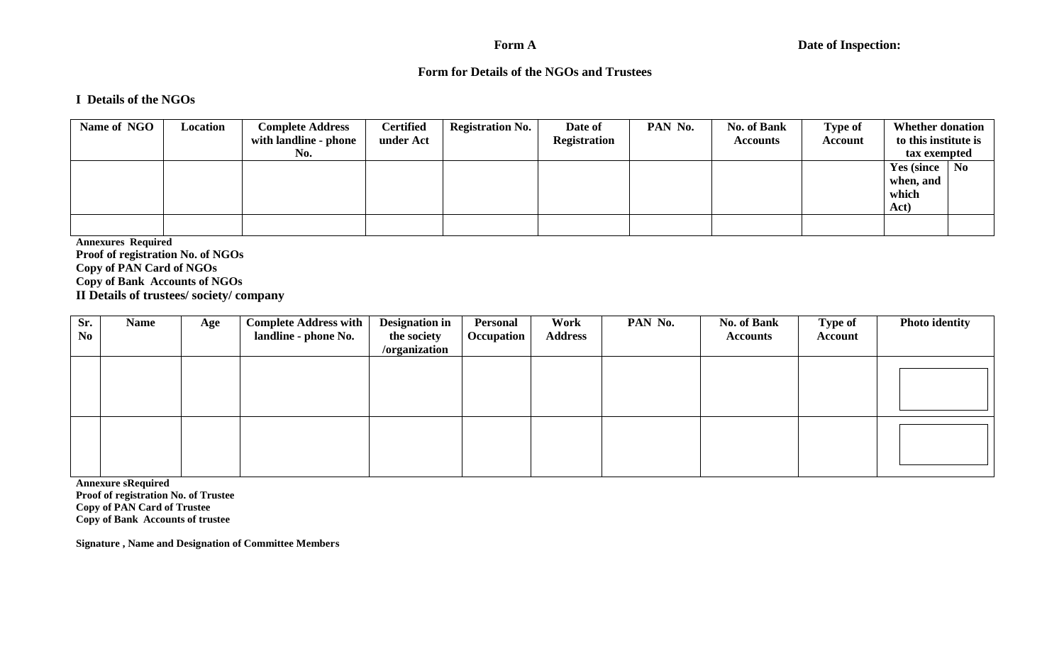**Form A** **Date of Inspection:**

## Form for Details of the NGOs and Trustees

### I Details of the NGOs

| Name of NGO | Location | Complete Address with landline - phone No. | Certified under Act | Registration No. | Date of Registration | PAN No. | No. of Bank Accounts | Type of Account | Whether donation to this institute is tax exempted | |
|---|---|---|---|---|---|---|---|---|---|---|
| | | | | | | | | | Yes (since when, and which Act) | No |
| | | | | | | | | | | |

**Annexures Required**
**Proof of registration No. of NGOs**
**Copy of PAN Card of NGOs**
**Copy of Bank Accounts of NGOs**

### II Details of trustees/ society/ company

| Sr. No | Name | Age | Complete Address with landline - phone No. | Designation in the society /organization | Personal Occupation | Work Address | PAN No. | No. of Bank Accounts | Type of Account | Photo identity |
|---|---|---|---|---|---|---|---|---|---|---|
| | | | | | | | | | | |
| | | | | | | | | | | |

**Annexure sRequired**
**Proof of registration No. of Trustee**
**Copy of PAN Card of Trustee**
**Copy of Bank Accounts of trustee**

**Signature , Name and Designation of Committee Members**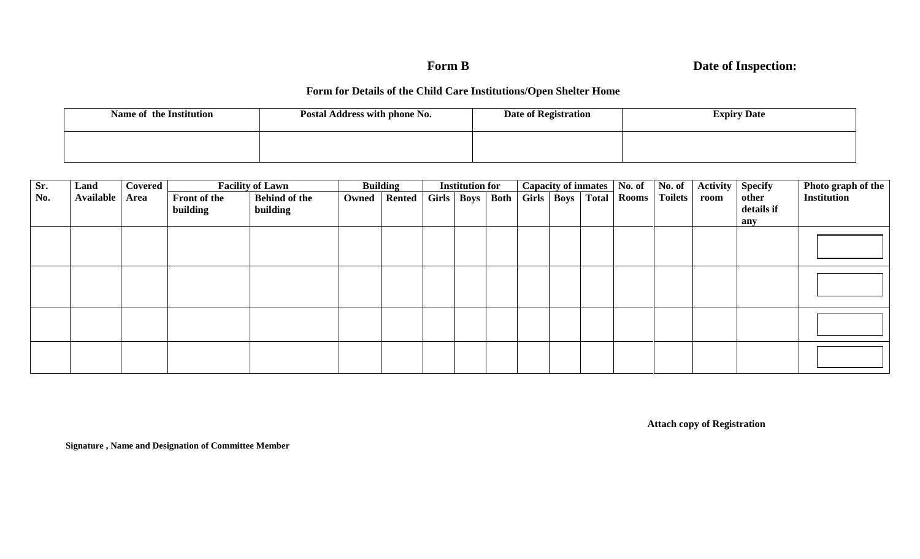**Form B** **Date of Inspection:**

**Form for Details of the Child Care Institutions/Open Shelter Home**

| Name of the Institution | Postal Address with phone No. | Date of Registration | Expiry Date |
|---|---|---|---|
| | | | |

| Sr. No. | Land Available | Covered Area | Facility of Lawn | | Building | | Institution for | | | Capacity of inmates | | | No. of Rooms | No. of Toilets | Activity room | Specify other details if any | Photo graph of the Institution |
|---|---|---|---|---|---|---|---|---|---|---|---|---|---|---|---|---|---|
| | | | Front of the building | Behind of the building | Owned | Rented | Girls | Boys | Both | Girls | Boys | Total | | | | | |
| | | | | | | | | | | | | | | | | | |
| | | | | | | | | | | | | | | | | | |
| | | | | | | | | | | | | | | | | | |
| | | | | | | | | | | | | | | | | | |

**Attach copy of Registration**

**Signature , Name and Designation of Committee Member**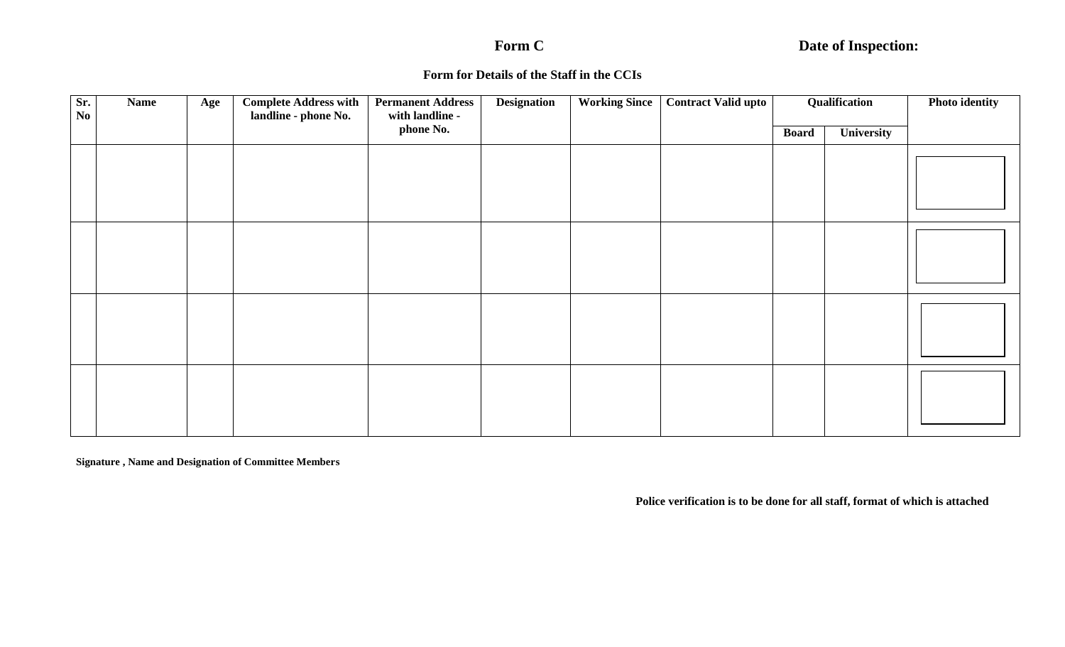**Form C** **Date of Inspection:**

**Form for Details of the Staff in the CCIs**

| Sr. No | Name | Age | Complete Address with landline - phone No. | Permanent Address with landline - phone No. | Designation | Working Since | Contract Valid upto | Qualification | | Photo identity |
|---|---|---|---|---|---|---|---|---|---|---|
| | | | | | | | | Board | University | |
| | | | | | | | | | | |
| | | | | | | | | | | |
| | | | | | | | | | | |
| | | | | | | | | | | |

**Signature , Name and Designation of Committee Members**

**Police verification is to be done for all staff, format of which is attached**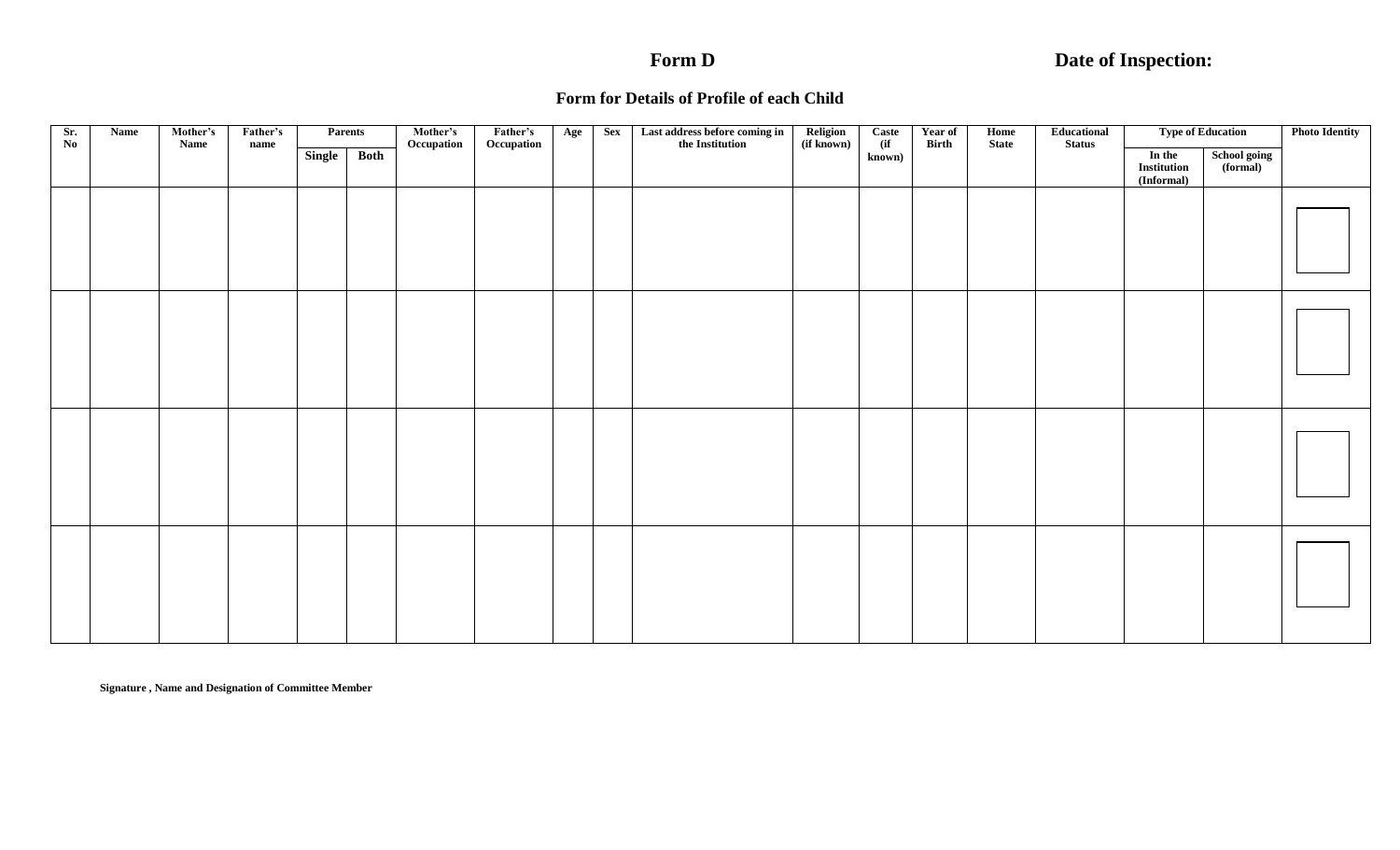**Form D** **Date of Inspection:**

## Form for Details of Profile of each Child

| Sr. No | Name | Mother's Name | Father's name | Parents | | Mother's Occupation | Father's Occupation | Age | Sex | Last address before coming in the Institution | Religion (if known) | Caste (if known) | Year of Birth | Home State | Educational Status | Type of Education | | Photo Identity |
|---|---|---|---|---|---|---|---|---|---|---|---|---|---|---|---|---|---|---|
| | | | | Single | Both | | | | | | | | | | | In the Institution (Informal) | School going (formal) | |
| | | | | | | | | | | | | | | | | | | |
| | | | | | | | | | | | | | | | | | | |
| | | | | | | | | | | | | | | | | | | |
| | | | | | | | | | | | | | | | | | | |

**Signature , Name and Designation of Committee Member**